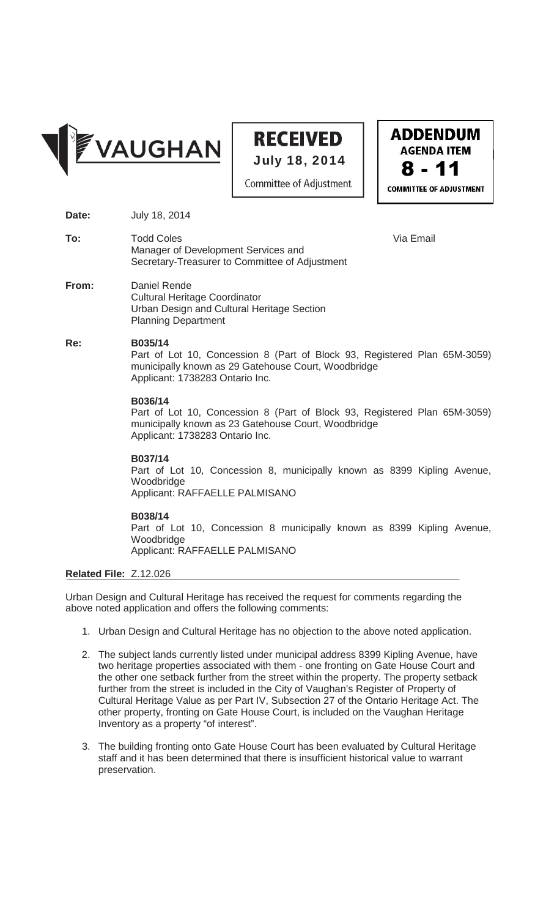VAUGHAN

**RECEIVED**
**July 18, 2014**
Committee of Adjustment

**ADDENDUM**
**AGENDA ITEM**
**8 - 11**
**COMMITTEE OF ADJUSTMENT**

**Date:** July 18, 2014

**To:** Todd Coles
Manager of Development Services and
Secretary-Treasurer to Committee of Adjustment
Via Email

**From:** Daniel Rende
Cultural Heritage Coordinator
Urban Design and Cultural Heritage Section
Planning Department

**Re:** **B035/14**
Part of Lot 10, Concession 8 (Part of Block 93, Registered Plan 65M-3059) municipally known as 29 Gatehouse Court, Woodbridge
Applicant: 1738283 Ontario Inc.

**B036/14**
Part of Lot 10, Concession 8 (Part of Block 93, Registered Plan 65M-3059) municipally known as 23 Gatehouse Court, Woodbridge
Applicant: 1738283 Ontario Inc.

**B037/14**
Part of Lot 10, Concession 8, municipally known as 8399 Kipling Avenue, Woodbridge
Applicant: RAFFAELLE PALMISANO

**B038/14**
Part of Lot 10, Concession 8 municipally known as 8399 Kipling Avenue, Woodbridge
Applicant: RAFFAELLE PALMISANO

**Related File:** Z.12.026

Urban Design and Cultural Heritage has received the request for comments regarding the above noted application and offers the following comments:

1. Urban Design and Cultural Heritage has no objection to the above noted application.
2. The subject lands currently listed under municipal address 8399 Kipling Avenue, have two heritage properties associated with them - one fronting on Gate House Court and the other one setback further from the street within the property. The property setback further from the street is included in the City of Vaughan's Register of Property of Cultural Heritage Value as per Part IV, Subsection 27 of the Ontario Heritage Act. The other property, fronting on Gate House Court, is included on the Vaughan Heritage Inventory as a property "of interest".
3. The building fronting onto Gate House Court has been evaluated by Cultural Heritage staff and it has been determined that there is insufficient historical value to warrant preservation.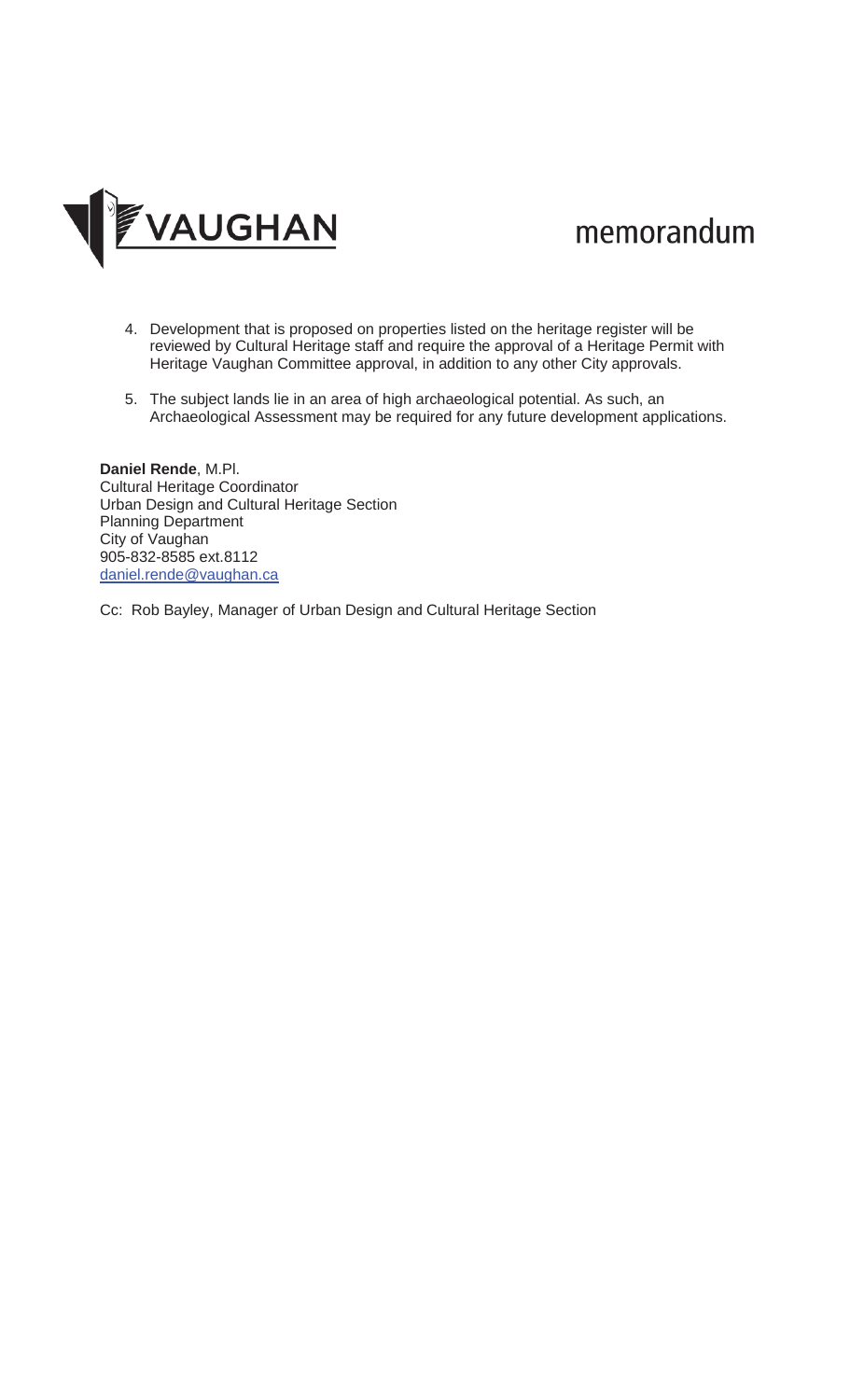4. Development that is proposed on properties listed on the heritage register will be reviewed by Cultural Heritage staff and require the approval of a Heritage Permit with Heritage Vaughan Committee approval, in addition to any other City approvals.

5. The subject lands lie in an area of high archaeological potential. As such, an Archaeological Assessment may be required for any future development applications.

**Daniel Rende**, M.Pl.
Cultural Heritage Coordinator
Urban Design and Cultural Heritage Section
Planning Department
City of Vaughan
905-832-8585 ext.8112
daniel.rende@vaughan.ca

Cc: Rob Bayley, Manager of Urban Design and Cultural Heritage Section